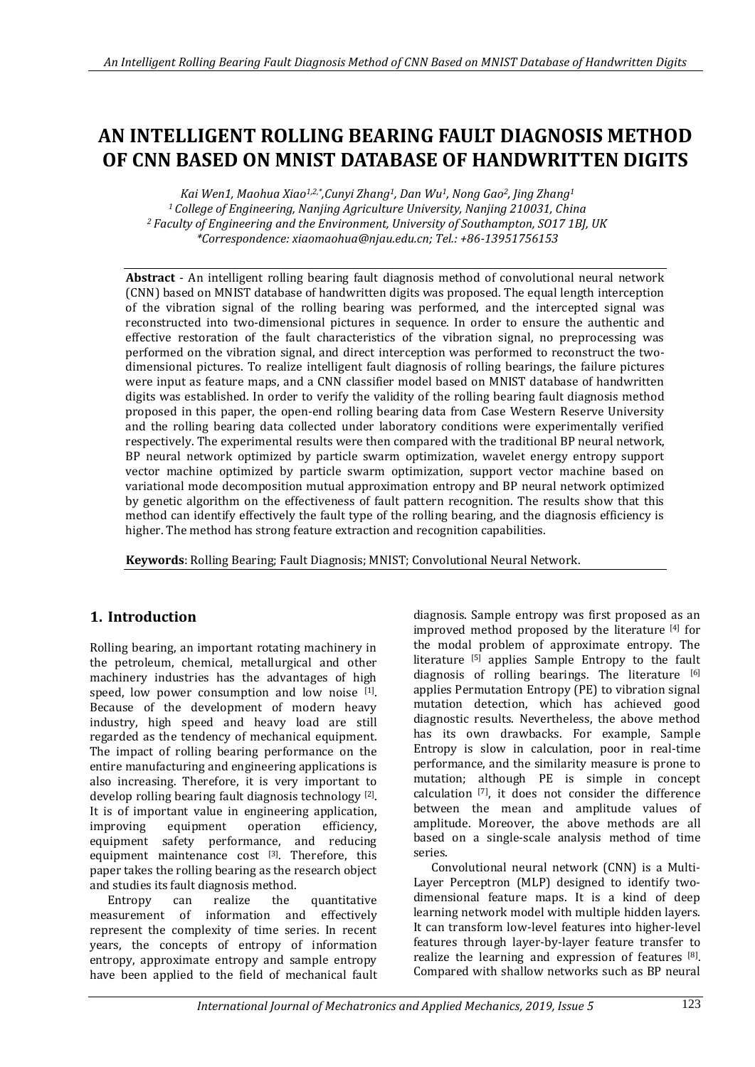# AN INTELLIGENT ROLLING BEARING FAULT DIAGNOSIS METHOD OF CNN BASED ON MNIST DATABASE OF HANDWRITTEN DIGITS

*Kai Wen1, Maohua Xiao[1,2,*],Cunyi Zhang[1], Dan Wu[1], Nong Gao[2], Jing Zhang[1]*
*[1] College of Engineering, Nanjing Agriculture University, Nanjing 210031, China*
*[2] Faculty of Engineering and the Environment, University of Southampton, SO17 1BJ, UK*
*\*Correspondence: xiaomaohua@njau.edu.cn; Tel.: +86-13951756153*

**Abstract** - An intelligent rolling bearing fault diagnosis method of convolutional neural network (CNN) based on MNIST database of handwritten digits was proposed. The equal length interception of the vibration signal of the rolling bearing was performed, and the intercepted signal was reconstructed into two-dimensional pictures in sequence. In order to ensure the authentic and effective restoration of the fault characteristics of the vibration signal, no preprocessing was performed on the vibration signal, and direct interception was performed to reconstruct the two-dimensional pictures. To realize intelligent fault diagnosis of rolling bearings, the failure pictures were input as feature maps, and a CNN classifier model based on MNIST database of handwritten digits was established. In order to verify the validity of the rolling bearing fault diagnosis method proposed in this paper, the open-end rolling bearing data from Case Western Reserve University and the rolling bearing data collected under laboratory conditions were experimentally verified respectively. The experimental results were then compared with the traditional BP neural network, BP neural network optimized by particle swarm optimization, wavelet energy entropy support vector machine optimized by particle swarm optimization, support vector machine based on variational mode decomposition mutual approximation entropy and BP neural network optimized by genetic algorithm on the effectiveness of fault pattern recognition. The results show that this method can identify effectively the fault type of the rolling bearing, and the diagnosis efficiency is higher. The method has strong feature extraction and recognition capabilities.

**Keywords**: Rolling Bearing; Fault Diagnosis; MNIST; Convolutional Neural Network.

## 1. Introduction

Rolling bearing, an important rotating machinery in the petroleum, chemical, metallurgical and other machinery industries has the advantages of high speed, low power consumption and low noise [1]. Because of the development of modern heavy industry, high speed and heavy load are still regarded as the tendency of mechanical equipment. The impact of rolling bearing performance on the entire manufacturing and engineering applications is also increasing. Therefore, it is very important to develop rolling bearing fault diagnosis technology [2]. It is of important value in engineering application, improving equipment operation efficiency, equipment safety performance, and reducing equipment maintenance cost [3]. Therefore, this paper takes the rolling bearing as the research object and studies its fault diagnosis method.

Entropy can realize the quantitative measurement of information and effectively represent the complexity of time series. In recent years, the concepts of entropy of information entropy, approximate entropy and sample entropy have been applied to the field of mechanical fault diagnosis. Sample entropy was first proposed as an improved method proposed by the literature [4] for the modal problem of approximate entropy. The literature [5] applies Sample Entropy to the fault diagnosis of rolling bearings. The literature [6] applies Permutation Entropy (PE) to vibration signal mutation detection, which has achieved good diagnostic results. Nevertheless, the above method has its own drawbacks. For example, Sample Entropy is slow in calculation, poor in real-time performance, and the similarity measure is prone to mutation; although PE is simple in concept calculation [7], it does not consider the difference between the mean and amplitude values of amplitude. Moreover, the above methods are all based on a single-scale analysis method of time series.

Convolutional neural network (CNN) is a Multi-Layer Perceptron (MLP) designed to identify two-dimensional feature maps. It is a kind of deep learning network model with multiple hidden layers. It can transform low-level features into higher-level features through layer-by-layer feature transfer to realize the learning and expression of features [8]. Compared with shallow networks such as BP neural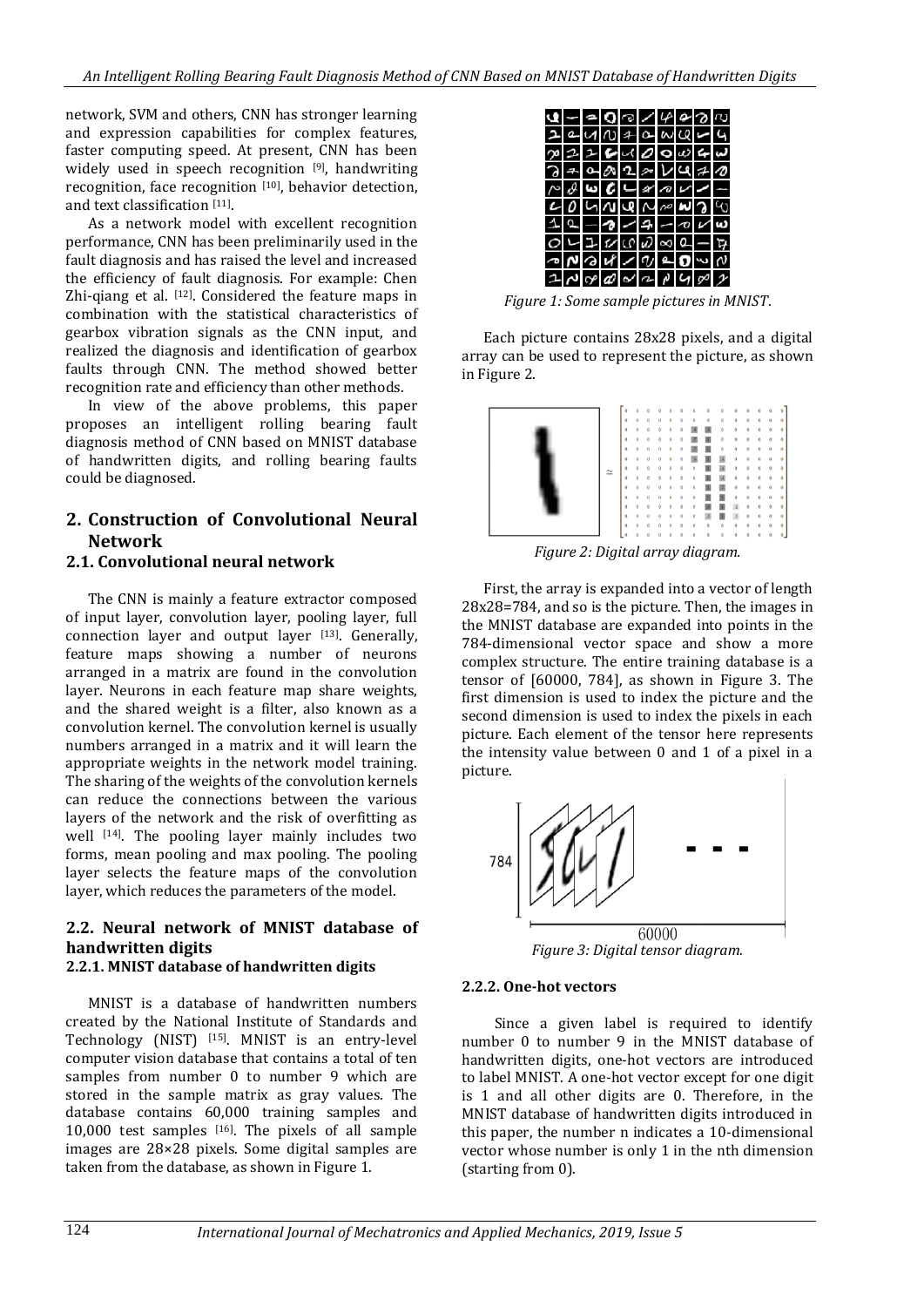network, SVM and others, CNN has stronger learning and expression capabilities for complex features, faster computing speed. At present, CNN has been widely used in speech recognition [9], handwriting recognition, face recognition [10], behavior detection, and text classification [11].

As a network model with excellent recognition performance, CNN has been preliminarily used in the fault diagnosis and has raised the level and increased the efficiency of fault diagnosis. For example: Chen Zhi-qiang et al. [12]. Considered the feature maps in combination with the statistical characteristics of gearbox vibration signals as the CNN input, and realized the diagnosis and identification of gearbox faults through CNN. The method showed better recognition rate and efficiency than other methods.

In view of the above problems, this paper proposes an intelligent rolling bearing fault diagnosis method of CNN based on MNIST database of handwritten digits, and rolling bearing faults could be diagnosed.

## 2. Construction of Convolutional Neural Network

### 2.1. Convolutional neural network

The CNN is mainly a feature extractor composed of input layer, convolution layer, pooling layer, full connection layer and output layer [13]. Generally, feature maps showing a number of neurons arranged in a matrix are found in the convolution layer. Neurons in each feature map share weights, and the shared weight is a filter, also known as a convolution kernel. The convolution kernel is usually numbers arranged in a matrix and it will learn the appropriate weights in the network model training. The sharing of the weights of the convolution kernels can reduce the connections between the various layers of the network and the risk of overfitting as well [14]. The pooling layer mainly includes two forms, mean pooling and max pooling. The pooling layer selects the feature maps of the convolution layer, which reduces the parameters of the model.

### 2.2. Neural network of MNIST database of handwritten digits

#### 2.2.1. MNIST database of handwritten digits

MNIST is a database of handwritten numbers created by the National Institute of Standards and Technology (NIST) [15]. MNIST is an entry-level computer vision database that contains a total of ten samples from number 0 to number 9 which are stored in the sample matrix as gray values. The database contains 60,000 training samples and 10,000 test samples [16]. The pixels of all sample images are 28×28 pixels. Some digital samples are taken from the database, as shown in Figure 1.

*Figure 1: Some sample pictures in MNIST.*

Each picture contains 28x28 pixels, and a digital array can be used to represent the picture, as shown in Figure 2.

*Figure 2: Digital array diagram.*

First, the array is expanded into a vector of length 28x28=784, and so is the picture. Then, the images in the MNIST database are expanded into points in the 784-dimensional vector space and show a more complex structure. The entire training database is a tensor of [60000, 784], as shown in Figure 3. The first dimension is used to index the picture and the second dimension is used to index the pixels in each picture. Each element of the tensor here represents the intensity value between 0 and 1 of a pixel in a picture.

*Figure 3: Digital tensor diagram.*

#### 2.2.2. One-hot vectors

Since a given label is required to identify number 0 to number 9 in the MNIST database of handwritten digits, one-hot vectors are introduced to label MNIST. A one-hot vector except for one digit is 1 and all other digits are 0. Therefore, in the MNIST database of handwritten digits introduced in this paper, the number n indicates a 10-dimensional vector whose number is only 1 in the nth dimension (starting from 0).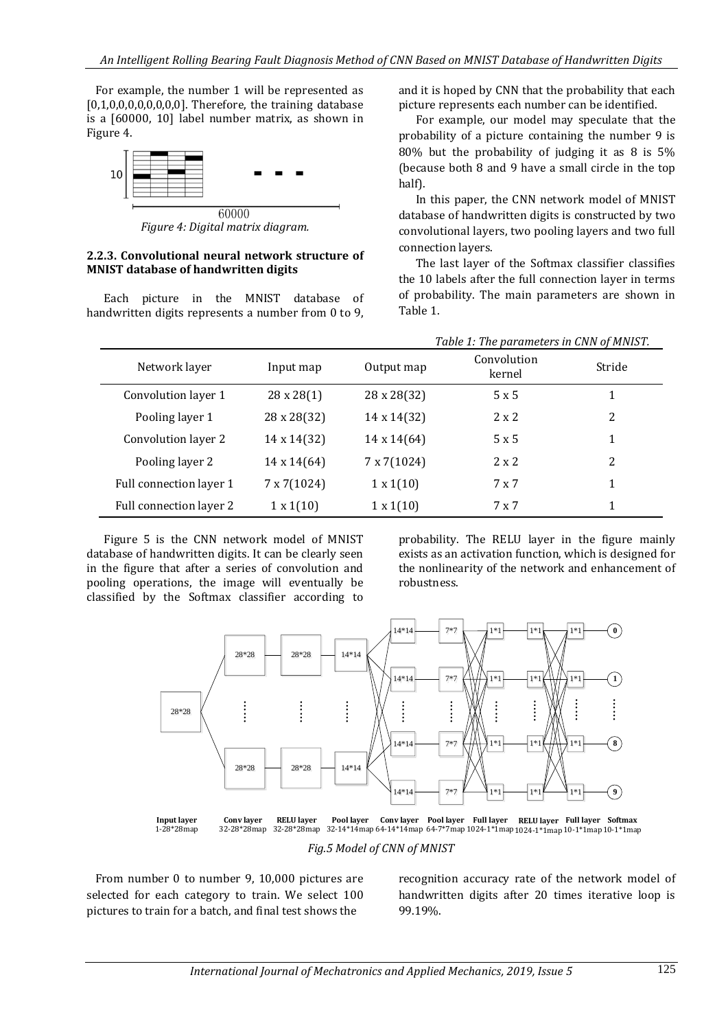For example, the number 1 will be represented as [0,1,0,0,0,0,0,0,0,0]. Therefore, the training database is a [60000, 10] label number matrix, as shown in Figure 4.

10

60000

*Figure 4: Digital matrix diagram.*

#### 2.2.3. Convolutional neural network structure of MNIST database of handwritten digits

Each picture in the MNIST database of handwritten digits represents a number from 0 to 9, and it is hoped by CNN that the probability that each picture represents each number can be identified.

For example, our model may speculate that the probability of a picture containing the number 9 is 80% but the probability of judging it as 8 is 5% (because both 8 and 9 have a small circle in the top half).

In this paper, the CNN network model of MNIST database of handwritten digits is constructed by two convolutional layers, two pooling layers and two full connection layers.

The last layer of the Softmax classifier classifies the 10 labels after the full connection layer in terms of probability. The main parameters are shown in Table 1.

*Table 1: The parameters in CNN of MNIST.*

| Network layer | Input map | Output map | Convolution kernel | Stride |
|---|---|---|---|---|
| Convolution layer 1 | 28 x 28(1) | 28 x 28(32) | 5 x 5 | 1 |
| Pooling layer 1 | 28 x 28(32) | 14 x 14(32) | 2 x 2 | 2 |
| Convolution layer 2 | 14 x 14(32) | 14 x 14(64) | 5 x 5 | 1 |
| Pooling layer 2 | 14 x 14(64) | 7 x 7(1024) | 2 x 2 | 2 |
| Full connection layer 1 | 7 x 7(1024) | 1 x 1(10) | 7 x 7 | 1 |
| Full connection layer 2 | 1 x 1(10) | 1 x 1(10) | 7 x 7 | 1 |

Figure 5 is the CNN network model of MNIST database of handwritten digits. It can be clearly seen in the figure that after a series of convolution and pooling operations, the image will eventually be classified by the Softmax classifier according to probability. The RELU layer in the figure mainly exists as an activation function, which is designed for the nonlinearity of the network and enhancement of robustness.

28*28 28*28 28*28 14*14 14*14 7*7 1*1 1*1 1*1 0 1 8 9

Input layer 1-28*28map

Conv layer 32-28*28map

RELU layer 32-28*28map

Pool layer 32-14*14map

Conv layer 64-14*14map

Pool layer 64-7*7map

Full layer 1024-1*1map

RELU layer 1024-1*1map

Full layer 10-1*1map

Softmax 10-1*1map

*Fig.5 Model of CNN of MNIST*

From number 0 to number 9, 10,000 pictures are selected for each category to train. We select 100 pictures to train for a batch, and final test shows the recognition accuracy rate of the network model of handwritten digits after 20 times iterative loop is 99.19%.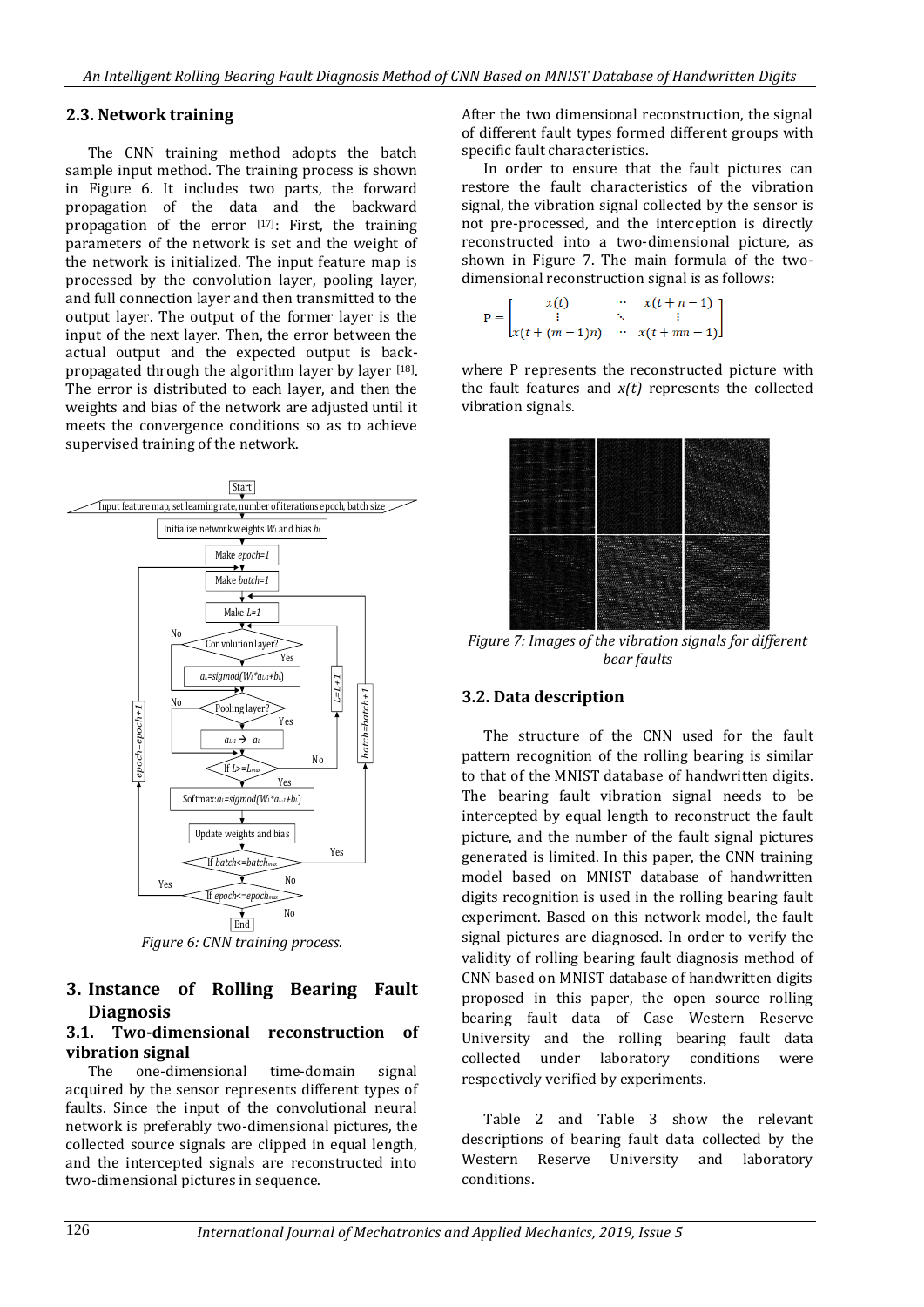## 2.3. Network training

The CNN training method adopts the batch sample input method. The training process is shown in Figure 6. It includes two parts, the forward propagation of the data and the backward propagation of the error [17]: First, the training parameters of the network is set and the weight of the network is initialized. The input feature map is processed by the convolution layer, pooling layer, and full connection layer and then transmitted to the output layer. The output of the former layer is the input of the next layer. Then, the error between the actual output and the expected output is back-propagated through the algorithm layer by layer [18]. The error is distributed to each layer, and then the weights and bias of the network are adjusted until it meets the convergence conditions so as to achieve supervised training of the network.

*Figure 6: CNN training process.*

# 3. Instance of Rolling Bearing Fault Diagnosis

## 3.1. Two-dimensional reconstruction of vibration signal

The one-dimensional time-domain signal acquired by the sensor represents different types of faults. Since the input of the convolutional neural network is preferably two-dimensional pictures, the collected source signals are clipped in equal length, and the intercepted signals are reconstructed into two-dimensional pictures in sequence.

After the two dimensional reconstruction, the signal of different fault types formed different groups with specific fault characteristics.

In order to ensure that the fault pictures can restore the fault characteristics of the vibration signal, the vibration signal collected by the sensor is not pre-processed, and the interception is directly reconstructed into a two-dimensional picture, as shown in Figure 7. The main formula of the two-dimensional reconstruction signal is as follows:

$$P = \begin{bmatrix} x(t) & \cdots & x(t+n-1) \\ \vdots & \ddots & \vdots \\ x(t+(m-1)n) & \cdots & x(t+mn-1) \end{bmatrix}$$

where P represents the reconstructed picture with the fault features and $x(t)$ represents the collected vibration signals.

*Figure 7: Images of the vibration signals for different bear faults*

## 3.2. Data description

The structure of the CNN used for the fault pattern recognition of the rolling bearing is similar to that of the MNIST database of handwritten digits. The bearing fault vibration signal needs to be intercepted by equal length to reconstruct the fault picture, and the number of the fault signal pictures generated is limited. In this paper, the CNN training model based on MNIST database of handwritten digits recognition is used in the rolling bearing fault experiment. Based on this network model, the fault signal pictures are diagnosed. In order to verify the validity of rolling bearing fault diagnosis method of CNN based on MNIST database of handwritten digits proposed in this paper, the open source rolling bearing fault data of Case Western Reserve University and the rolling bearing fault data collected under laboratory conditions were respectively verified by experiments.

Table 2 and Table 3 show the relevant descriptions of bearing fault data collected by the Western Reserve University and laboratory conditions.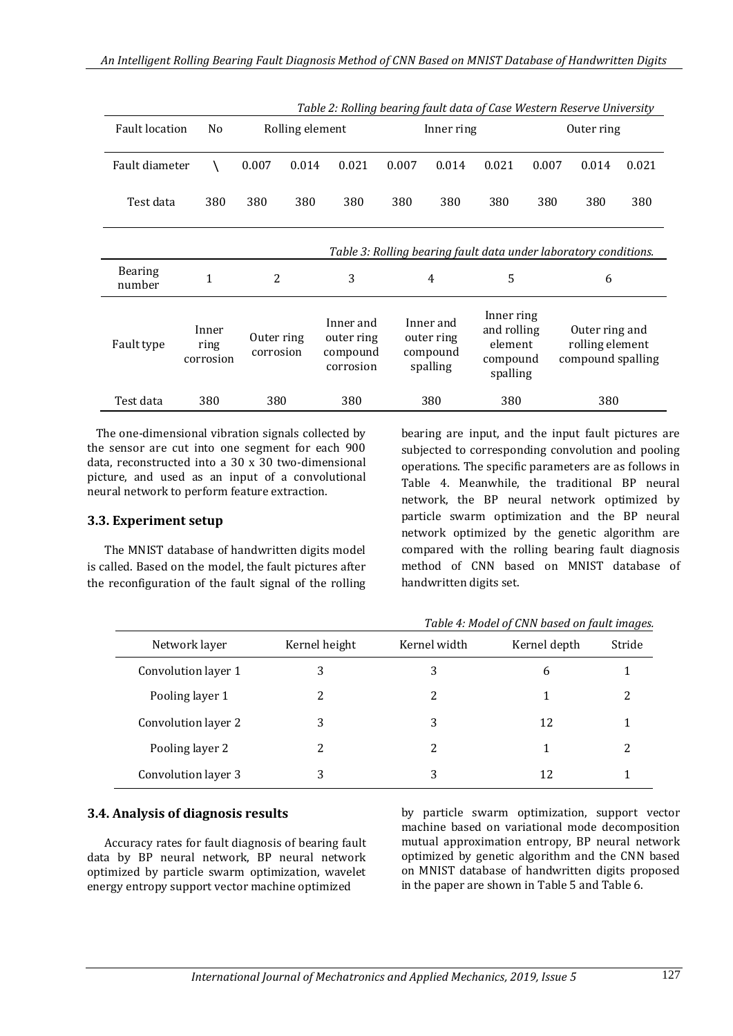Table 2: Rolling bearing fault data of Case Western Reserve University

| Fault location | No | Rolling element | | | Inner ring | | | Outer ring | | |
|---|---|---|---|---|---|---|---|---|---|---|
| Fault diameter | \ | 0.007 | 0.014 | 0.021 | 0.007 | 0.014 | 0.021 | 0.007 | 0.014 | 0.021 |
| Test data | 380 | 380 | 380 | 380 | 380 | 380 | 380 | 380 | 380 | 380 |

Table 3: Rolling bearing fault data under laboratory conditions.

| Bearing number | 1 | 2 | 3 | 4 | 5 | 6 |
|---|---|---|---|---|---|---|
| Fault type | Inner ring corrosion | Outer ring corrosion | Inner and outer ring compound corrosion | Inner and outer ring compound spalling | Inner ring and rolling element compound spalling | Outer ring and rolling element compound spalling |
| Test data | 380 | 380 | 380 | 380 | 380 | 380 |

The one-dimensional vibration signals collected by the sensor are cut into one segment for each 900 data, reconstructed into a 30 x 30 two-dimensional picture, and used as an input of a convolutional neural network to perform feature extraction.

### 3.3. Experiment setup

The MNIST database of handwritten digits model is called. Based on the model, the fault pictures after the reconfiguration of the fault signal of the rolling bearing are input, and the input fault pictures are subjected to corresponding convolution and pooling operations. The specific parameters are as follows in Table 4. Meanwhile, the traditional BP neural network, the BP neural network optimized by particle swarm optimization and the BP neural network optimized by the genetic algorithm are compared with the rolling bearing fault diagnosis method of CNN based on MNIST database of handwritten digits set.

Table 4: Model of CNN based on fault images.

| Network layer | Kernel height | Kernel width | Kernel depth | Stride |
|---|---|---|---|---|
| Convolution layer 1 | 3 | 3 | 6 | 1 |
| Pooling layer 1 | 2 | 2 | 1 | 2 |
| Convolution layer 2 | 3 | 3 | 12 | 1 |
| Pooling layer 2 | 2 | 2 | 1 | 2 |
| Convolution layer 3 | 3 | 3 | 12 | 1 |

### 3.4. Analysis of diagnosis results

Accuracy rates for fault diagnosis of bearing fault data by BP neural network, BP neural network optimized by particle swarm optimization, wavelet energy entropy support vector machine optimized by particle swarm optimization, support vector machine based on variational mode decomposition mutual approximation entropy, BP neural network optimized by genetic algorithm and the CNN based on MNIST database of handwritten digits proposed in the paper are shown in Table 5 and Table 6.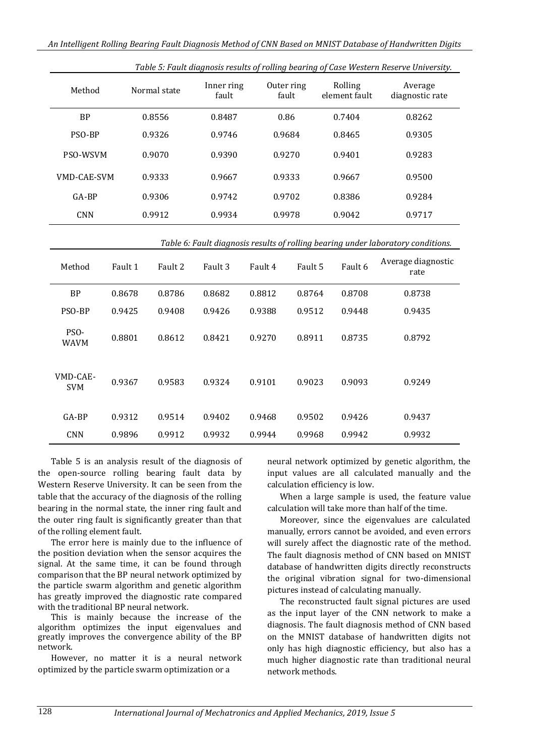*Table 5: Fault diagnosis results of rolling bearing of Case Western Reserve University.*

| Method | Normal state | Inner ring fault | Outer ring fault | Rolling element fault | Average diagnostic rate |
|---|---|---|---|---|---|
| BP | 0.8556 | 0.8487 | 0.86 | 0.7404 | 0.8262 |
| PSO-BP | 0.9326 | 0.9746 | 0.9684 | 0.8465 | 0.9305 |
| PSO-WSVM | 0.9070 | 0.9390 | 0.9270 | 0.9401 | 0.9283 |
| VMD-CAE-SVM | 0.9333 | 0.9667 | 0.9333 | 0.9667 | 0.9500 |
| GA-BP | 0.9306 | 0.9742 | 0.9702 | 0.8386 | 0.9284 |
| CNN | 0.9912 | 0.9934 | 0.9978 | 0.9042 | 0.9717 |

*Table 6: Fault diagnosis results of rolling bearing under laboratory conditions.*

| Method | Fault 1 | Fault 2 | Fault 3 | Fault 4 | Fault 5 | Fault 6 | Average diagnostic rate |
|---|---|---|---|---|---|---|---|
| BP | 0.8678 | 0.8786 | 0.8682 | 0.8812 | 0.8764 | 0.8708 | 0.8738 |
| PSO-BP | 0.9425 | 0.9408 | 0.9426 | 0.9388 | 0.9512 | 0.9448 | 0.9435 |
| PSO-WAVM | 0.8801 | 0.8612 | 0.8421 | 0.9270 | 0.8911 | 0.8735 | 0.8792 |
| VMD-CAE-SVM | 0.9367 | 0.9583 | 0.9324 | 0.9101 | 0.9023 | 0.9093 | 0.9249 |
| GA-BP | 0.9312 | 0.9514 | 0.9402 | 0.9468 | 0.9502 | 0.9426 | 0.9437 |
| CNN | 0.9896 | 0.9912 | 0.9932 | 0.9944 | 0.9968 | 0.9942 | 0.9932 |

Table 5 is an analysis result of the diagnosis of the open-source rolling bearing fault data by Western Reserve University. It can be seen from the table that the accuracy of the diagnosis of the rolling bearing in the normal state, the inner ring fault and the outer ring fault is significantly greater than that of the rolling element fault.

The error here is mainly due to the influence of the position deviation when the sensor acquires the signal. At the same time, it can be found through comparison that the BP neural network optimized by the particle swarm algorithm and genetic algorithm has greatly improved the diagnostic rate compared with the traditional BP neural network.

This is mainly because the increase of the algorithm optimizes the input eigenvalues and greatly improves the convergence ability of the BP network.

However, no matter it is a neural network optimized by the particle swarm optimization or a neural network optimized by genetic algorithm, the input values are all calculated manually and the calculation efficiency is low.

When a large sample is used, the feature value calculation will take more than half of the time.

Moreover, since the eigenvalues are calculated manually, errors cannot be avoided, and even errors will surely affect the diagnostic rate of the method. The fault diagnosis method of CNN based on MNIST database of handwritten digits directly reconstructs the original vibration signal for two-dimensional pictures instead of calculating manually.

The reconstructed fault signal pictures are used as the input layer of the CNN network to make a diagnosis. The fault diagnosis method of CNN based on the MNIST database of handwritten digits not only has high diagnostic efficiency, but also has a much higher diagnostic rate than traditional neural network methods.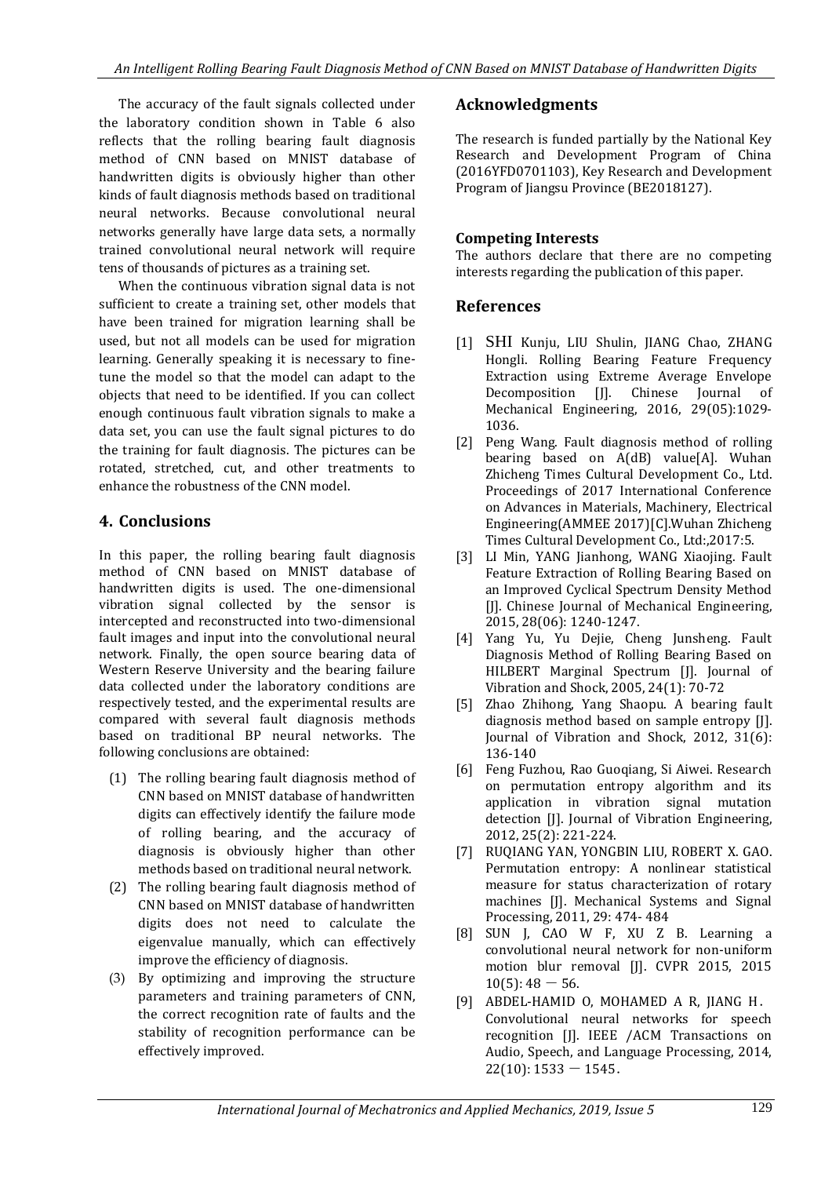The accuracy of the fault signals collected under the laboratory condition shown in Table 6 also reflects that the rolling bearing fault diagnosis method of CNN based on MNIST database of handwritten digits is obviously higher than other kinds of fault diagnosis methods based on traditional neural networks. Because convolutional neural networks generally have large data sets, a normally trained convolutional neural network will require tens of thousands of pictures as a training set.

When the continuous vibration signal data is not sufficient to create a training set, other models that have been trained for migration learning shall be used, but not all models can be used for migration learning. Generally speaking it is necessary to fine-tune the model so that the model can adapt to the objects that need to be identified. If you can collect enough continuous fault vibration signals to make a data set, you can use the fault signal pictures to do the training for fault diagnosis. The pictures can be rotated, stretched, cut, and other treatments to enhance the robustness of the CNN model.

## 4. Conclusions

In this paper, the rolling bearing fault diagnosis method of CNN based on MNIST database of handwritten digits is used. The one-dimensional vibration signal collected by the sensor is intercepted and reconstructed into two-dimensional fault images and input into the convolutional neural network. Finally, the open source bearing data of Western Reserve University and the bearing failure data collected under the laboratory conditions are respectively tested, and the experimental results are compared with several fault diagnosis methods based on traditional BP neural networks. The following conclusions are obtained:

(1) The rolling bearing fault diagnosis method of CNN based on MNIST database of handwritten digits can effectively identify the failure mode of rolling bearing, and the accuracy of diagnosis is obviously higher than other methods based on traditional neural network.

(2) The rolling bearing fault diagnosis method of CNN based on MNIST database of handwritten digits does not need to calculate the eigenvalue manually, which can effectively improve the efficiency of diagnosis.

(3) By optimizing and improving the structure parameters and training parameters of CNN, the correct recognition rate of faults and the stability of recognition performance can be effectively improved.

## Acknowledgments

The research is funded partially by the National Key Research and Development Program of China (2016YFD0701103), Key Research and Development Program of Jiangsu Province (BE2018127).

### Competing Interests

The authors declare that there are no competing interests regarding the publication of this paper.

## References

[1] SHI Kunju, LIU Shulin, JIANG Chao, ZHANG Hongli. Rolling Bearing Feature Frequency Extraction using Extreme Average Envelope Decomposition [J]. Chinese Journal of Mechanical Engineering, 2016, 29(05):1029-1036.

[2] Peng Wang. Fault diagnosis method of rolling bearing based on A(dB) value[A]. Wuhan Zhicheng Times Cultural Development Co., Ltd. Proceedings of 2017 International Conference on Advances in Materials, Machinery, Electrical Engineering(AMMEE 2017)[C].Wuhan Zhicheng Times Cultural Development Co., Ltd:,2017:5.

[3] LI Min, YANG Jianhong, WANG Xiaojing. Fault Feature Extraction of Rolling Bearing Based on an Improved Cyclical Spectrum Density Method [J]. Chinese Journal of Mechanical Engineering, 2015, 28(06): 1240-1247.

[4] Yang Yu, Yu Dejie, Cheng Junsheng. Fault Diagnosis Method of Rolling Bearing Based on HILBERT Marginal Spectrum [J]. Journal of Vibration and Shock, 2005, 24(1): 70-72

[5] Zhao Zhihong, Yang Shaopu. A bearing fault diagnosis method based on sample entropy [J]. Journal of Vibration and Shock, 2012, 31(6): 136-140

[6] Feng Fuzhou, Rao Guoqiang, Si Aiwei. Research on permutation entropy algorithm and its application in vibration signal mutation detection [J]. Journal of Vibration Engineering, 2012, 25(2): 221-224.

[7] RUQIANG YAN, YONGBIN LIU, ROBERT X. GAO. Permutation entropy: A nonlinear statistical measure for status characterization of rotary machines [J]. Mechanical Systems and Signal Processing, 2011, 29: 474- 484

[8] SUN J, CAO W F, XU Z B. Learning a convolutional neural network for non-uniform motion blur removal [J]. CVPR 2015, 2015 10(5): 48 — 56.

[9] ABDEL-HAMID O, MOHAMED A R, JIANG H. Convolutional neural networks for speech recognition [J]. IEEE /ACM Transactions on Audio, Speech, and Language Processing, 2014, 22(10): 1533 — 1545.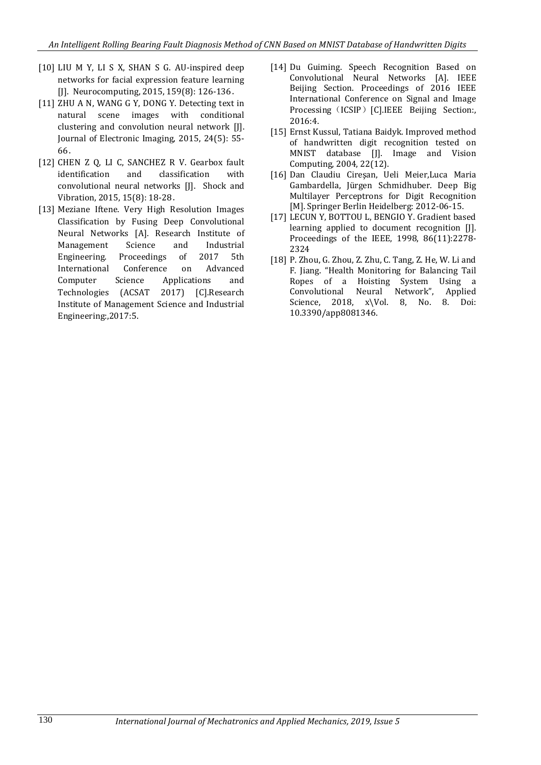[10] LIU M Y, LI S X, SHAN S G. AU-inspired deep networks for facial expression feature learning [J]. Neurocomputing, 2015, 159(8): 126-136.

[11] ZHU A N, WANG G Y, DONG Y. Detecting text in natural scene images with conditional clustering and convolution neural network [J]. Journal of Electronic Imaging, 2015, 24(5): 55-66.

[12] CHEN Z Q, LI C, SANCHEZ R V. Gearbox fault identification and classification with convolutional neural networks [J]. Shock and Vibration, 2015, 15(8): 18-28.

[13] Meziane Iftene. Very High Resolution Images Classification by Fusing Deep Convolutional Neural Networks [A]. Research Institute of Management Science and Industrial Engineering. Proceedings of 2017 5th International Conference on Advanced Computer Science Applications and Technologies (ACSAT 2017) [C].Research Institute of Management Science and Industrial Engineering:,2017:5.

[14] Du Guiming. Speech Recognition Based on Convolutional Neural Networks [A]. IEEE Beijing Section. Proceedings of 2016 IEEE International Conference on Signal and Image Processing（ICSIP）[C].IEEE Beijing Section:, 2016:4.

[15] Ernst Kussul, Tatiana Baidyk. Improved method of handwritten digit recognition tested on MNIST database [J]. Image and Vision Computing, 2004, 22(12).

[16] Dan Claudiu Cireşan, Ueli Meier,Luca Maria Gambardella, Jürgen Schmidhuber. Deep Big Multilayer Perceptrons for Digit Recognition [M]. Springer Berlin Heidelberg: 2012-06-15.

[17] LECUN Y, BOTTOU L, BENGIO Y. Gradient based learning applied to document recognition [J]. Proceedings of the IEEE, 1998, 86(11):2278-2324

[18] P. Zhou, G. Zhou, Z. Zhu, C. Tang, Z. He, W. Li and F. Jiang. "Health Monitoring for Balancing Tail Ropes of a Hoisting System Using a Convolutional Neural Network", Applied Science, 2018, x\Vol. 8, No. 8. Doi: 10.3390/app8081346.